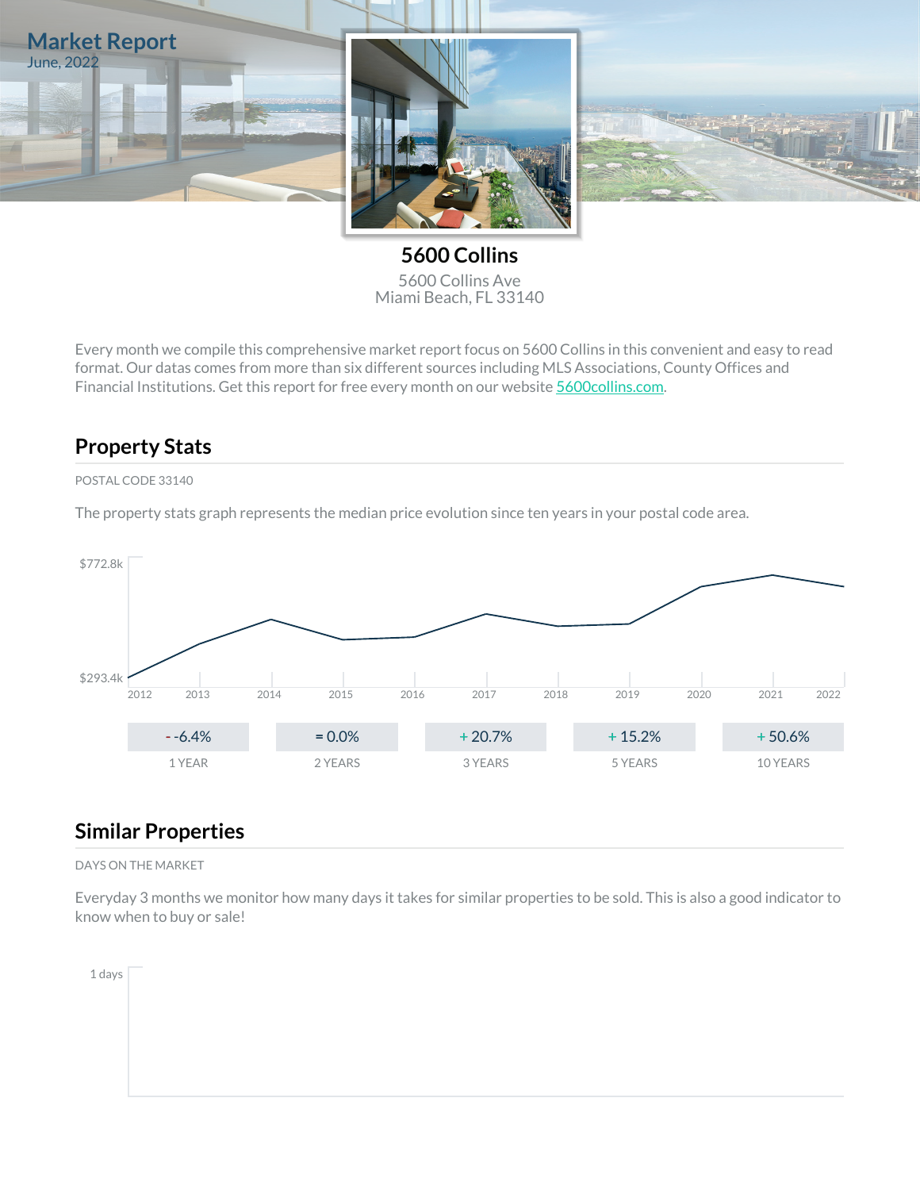# Market Report

June, 2022

## 5600 Collins

5600 Collins Ave
Miami Beach, FL 33140

Every month we compile this comprehensive market report focus on 5600 Collins in this convenient and easy to read format. Our datas comes from more than six different sources including MLS Associations, County Offices and Financial Institutions. Get this report for free every month on our website 5600collins.com.

## Property Stats

POSTAL CODE 33140

The property stats graph represents the median price evolution since ten years in your postal code area.

$772.8k

$293.4k

2012 2013 2014 2015 2016 2017 2018 2019 2020 2021 2022

| - -6.4% | = 0.0% | + 20.7% | + 15.2% | + 50.6% |
|---|---|---|---|---|
| 1 YEAR | 2 YEARS | 3 YEARS | 5 YEARS | 10 YEARS |

## Similar Properties

DAYS ON THE MARKET

Everyday 3 months we monitor how many days it takes for similar properties to be sold. This is also a good indicator to know when to buy or sale!

1 days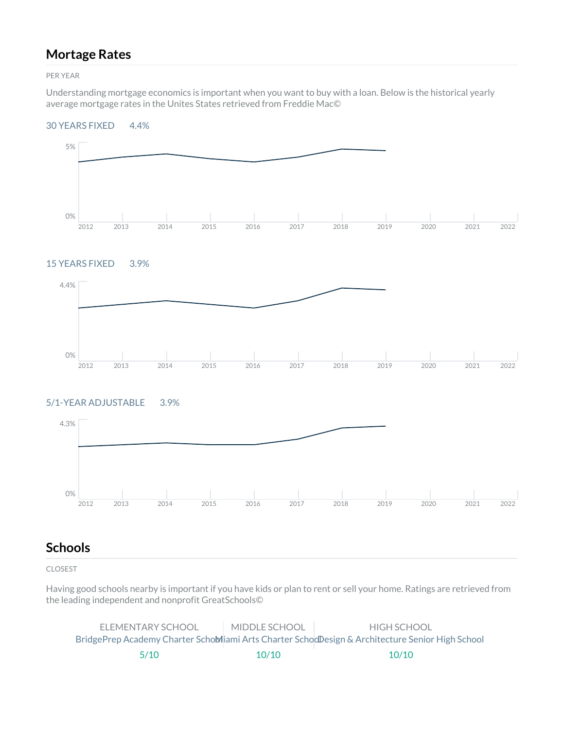## Mortage Rates

PER YEAR

Understanding mortgage economics is important when you want to buy with a loan. Below is the historical yearly average mortgage rates in the Unites States retrieved from Freddie Mac©

30 YEARS FIXED 4.4%

15 YEARS FIXED 3.9%

5/1-YEAR ADJUSTABLE 3.9%

## Schools

CLOSEST

Having good schools nearby is important if you have kids or plan to rent or sell your home. Ratings are retrieved from the leading independent and nonprofit GreatSchools©

| ELEMENTARY SCHOOL | MIDDLE SCHOOL | HIGH SCHOOL |
|---|---|---|
| BridgePrep Academy Charter School | Miami Arts Charter School | Design & Architecture Senior High School |
| 5/10 | 10/10 | 10/10 |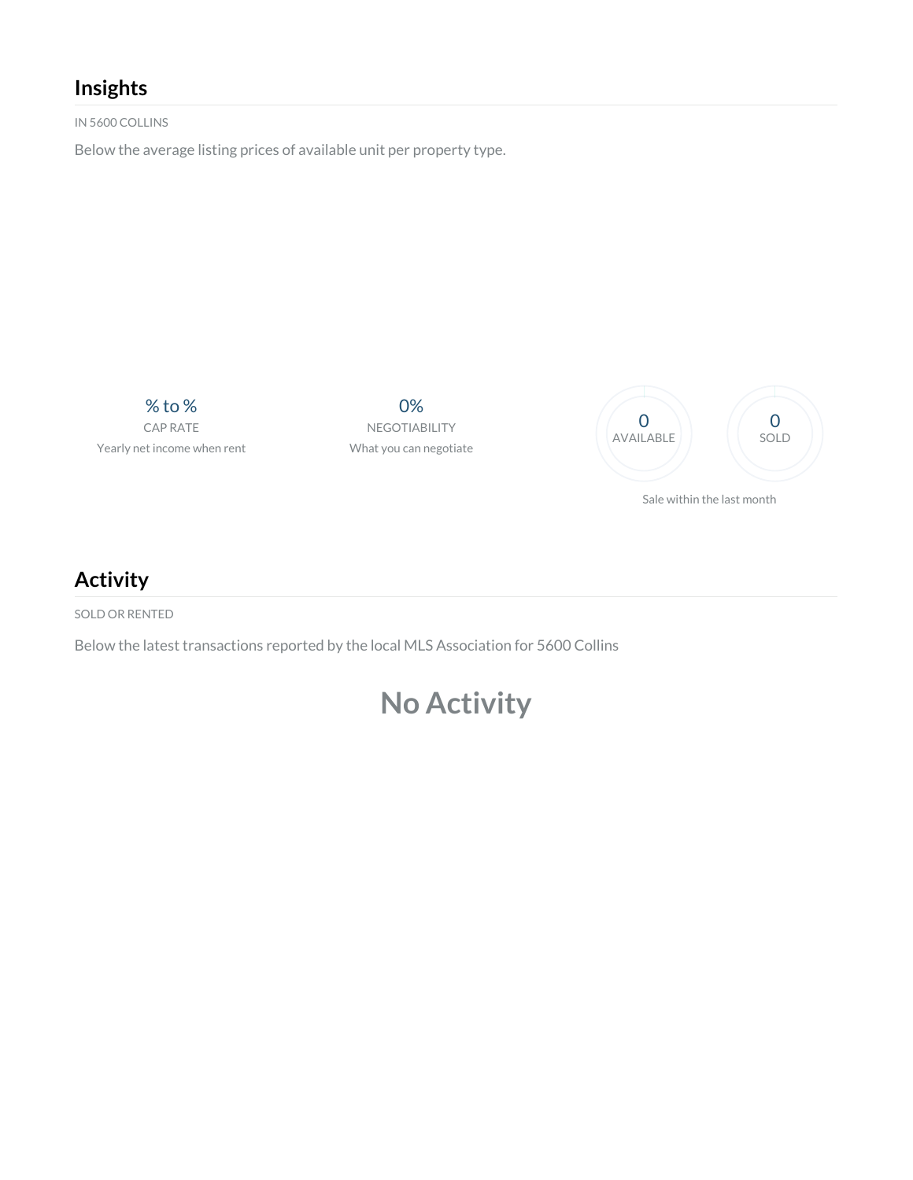## Insights

IN 5600 COLLINS

Below the average listing prices of available unit per property type.

% to %
CAP RATE
Yearly net income when rent

0%
NEGOTIABILITY
What you can negotiate

0
AVAILABLE

0
SOLD

Sale within the last month

## Activity

SOLD OR RENTED

Below the latest transactions reported by the local MLS Association for 5600 Collins

## No Activity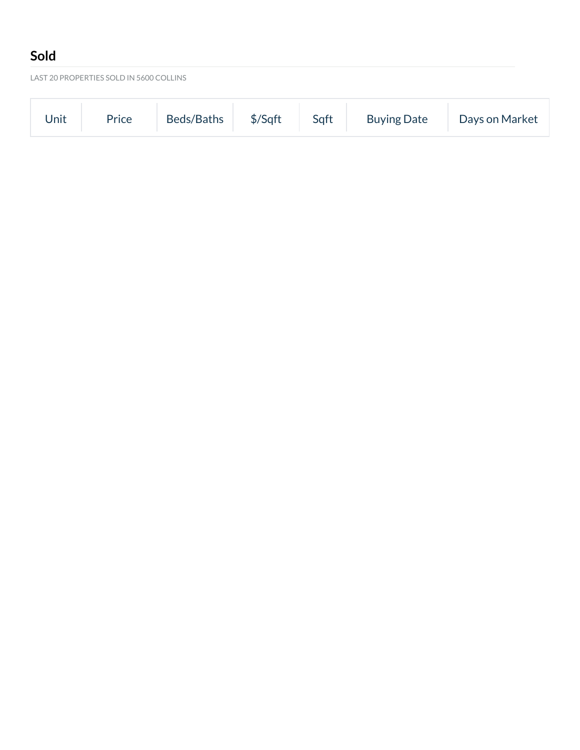## Sold

LAST 20 PROPERTIES SOLD IN 5600 COLLINS

| Unit | Price | Beds/Baths | $/Sqft | Sqft | Buying Date | Days on Market |
|---|---|---|---|---|---|---|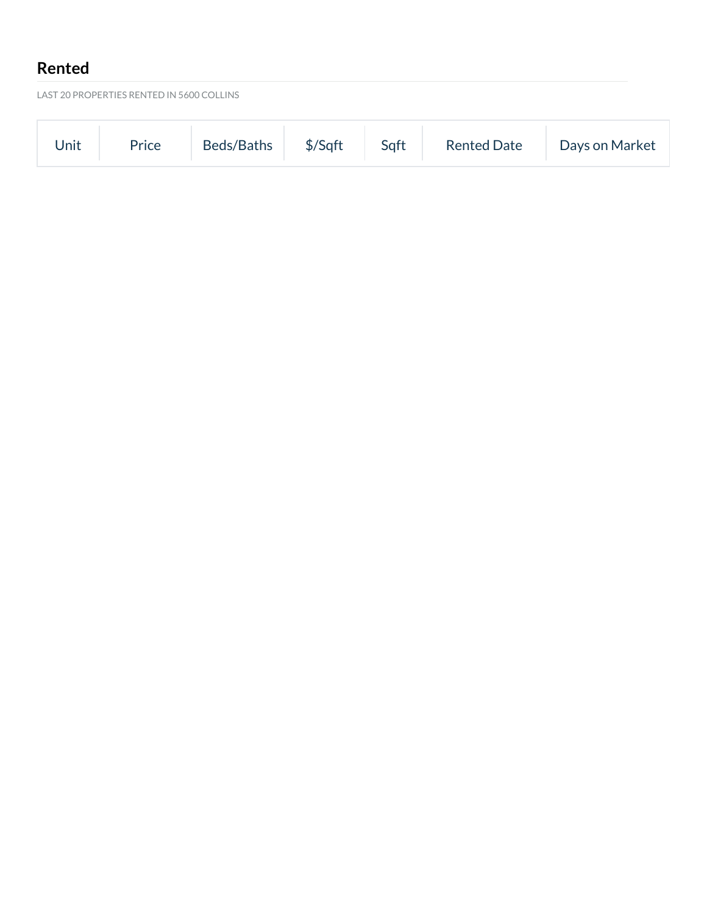## Rented

LAST 20 PROPERTIES RENTED IN 5600 COLLINS

| Unit | Price | Beds/Baths | $/Sqft | Sqft | Rented Date | Days on Market |
| --- | --- | --- | --- | --- | --- | --- |